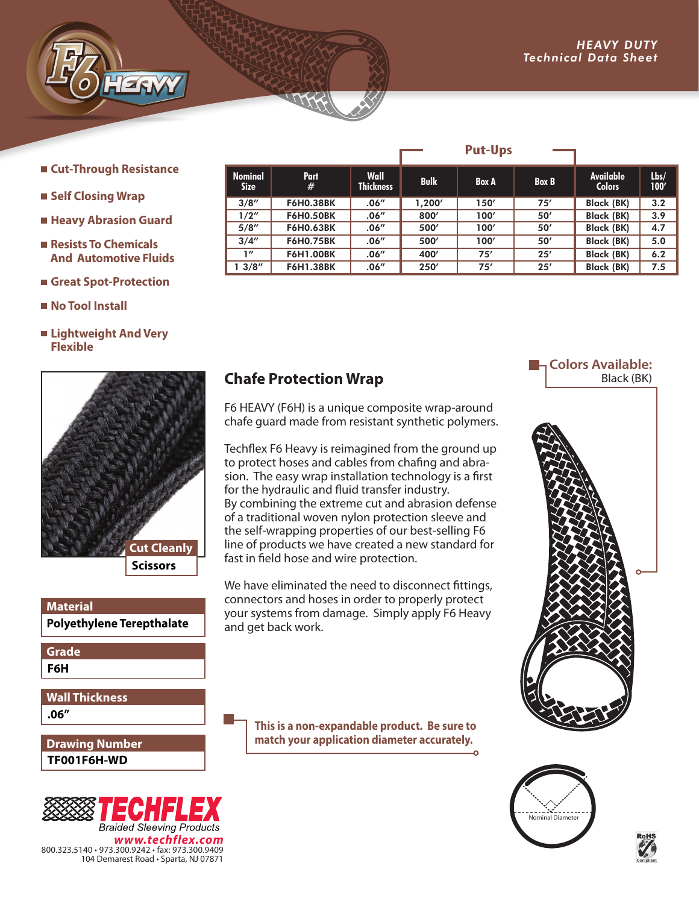# F6 HEAVY

***HEAVY DUTY Technical Data Sheet***

- Cut-Through Resistance
- Self Closing Wrap
- Heavy Abrasion Guard
- Resists To Chemicals And Automotive Fluids
- Great Spot-Protection
- No Tool Install
- Lightweight And Very Flexible

| Nominal Size | Part # | Wall Thickness | Put-Ups | | | Available Colors | Lbs/ 100′ |
|---|---|---|---|---|---|---|---|
| | | | Bulk | Box A | Box B | | |
| 3/8″ | F6H0.38BK | .06″ | 1,200′ | 150′ | 75′ | Black (BK) | 3.2 |
| 1/2″ | F6H0.50BK | .06″ | 800′ | 100′ | 50′ | Black (BK) | 3.9 |
| 5/8″ | F6H0.63BK | .06″ | 500′ | 100′ | 50′ | Black (BK) | 4.7 |
| 3/4″ | F6H0.75BK | .06″ | 500′ | 100′ | 50′ | Black (BK) | 5.0 |
| 1″ | F6H1.00BK | .06″ | 400′ | 75′ | 25′ | Black (BK) | 6.2 |
| 1 3/8″ | F6H1.38BK | .06″ | 250′ | 75′ | 25′ | Black (BK) | 7.5 |

**Cut Cleanly**
**Scissors**

| Material |
|---|
| Polyethylene Terepthalate |

| Grade |
|---|
| F6H |

| Wall Thickness |
|---|
| .06″ |

| Drawing Number |
|---|
| TF001F6H-WD |

## Chafe Protection Wrap

F6 HEAVY (F6H) is a unique composite wrap-around chafe guard made from resistant synthetic polymers.

Techflex F6 Heavy is reimagined from the ground up to protect hoses and cables from chafing and abrasion. The easy wrap installation technology is a first for the hydraulic and fluid transfer industry. By combining the extreme cut and abrasion defense of a traditional woven nylon protection sleeve and the self-wrapping properties of our best-selling F6 line of products we have created a new standard for fast in field hose and wire protection.

We have eliminated the need to disconnect fittings, connectors and hoses in order to properly protect your systems from damage. Simply apply F6 Heavy and get back work.

**Colors Available:**
Black (BK)

**This is a non-expandable product. Be sure to match your application diameter accurately.**

Nominal Diameter

RoHS Compliant

**TECHFLEX**
*Braided Sleeving Products*
***www.techflex.com***
800.323.5140 • 973.300.9242 • fax: 973.300.9409
104 Demarest Road • Sparta, NJ 07871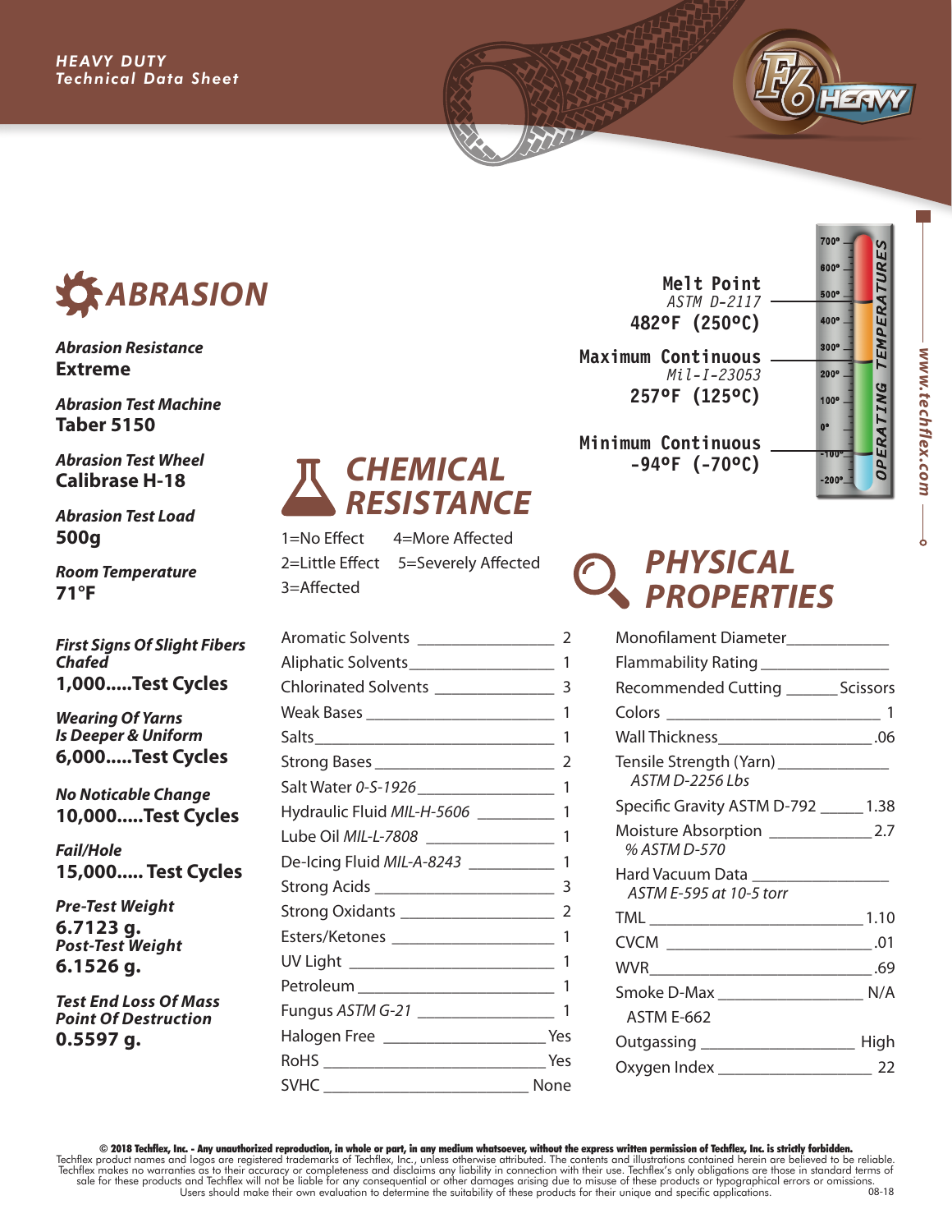*HEAVY DUTY*
*Technical Data Sheet*

# ABRASION

***Abrasion Resistance***
**Extreme**

***Abrasion Test Machine***
**Taber 5150**

***Abrasion Test Wheel***
**Calibrase H-18**

***Abrasion Test Load***
**500g**

***Room Temperature***
**71°F**

***First Signs Of Slight Fibers Chafed***
**1,000.....Test Cycles**

***Wearing Of Yarns Is Deeper & Uniform***
**6,000.....Test Cycles**

***No Noticable Change***
**10,000.....Test Cycles**

***Fail/Hole***
**15,000..... Test Cycles**

***Pre-Test Weight***
**6.7123 g.**
***Post-Test Weight***
**6.1526 g.**

***Test End Loss Of Mass Point Of Destruction***
**0.5597 g.**

# CHEMICAL RESISTANCE

1=No Effect 4=More Affected
2=Little Effect 5=Severely Affected
3=Affected

| | |
|---|---|
| Aromatic Solvents | 2 |
| Aliphatic Solvents | 1 |
| Chlorinated Solvents | 3 |
| Weak Bases | 1 |
| Salts | 1 |
| Strong Bases | 2 |
| Salt Water *0-S-1926* | 1 |
| Hydraulic Fluid *MIL-H-5606* | 1 |
| Lube Oil *MIL-L-7808* | 1 |
| De-Icing Fluid *MIL-A-8243* | 1 |
| Strong Acids | 3 |
| Strong Oxidants | 2 |
| Esters/Ketones | 1 |
| UV Light | 1 |
| Petroleum | 1 |
| Fungus *ASTM G-21* | 1 |
| Halogen Free | Yes |
| RoHS | Yes |
| SVHC | None |

**Melt Point**
*ASTM D-2117*
**482°F (250°C)**

**Maximum Continuous**
*Mil-I-23053*
**257°F (125°C)**

**Minimum Continuous**
**-94°F (-70°C)**

OPERATING TEMPERATURES
700°
600°
500°
400°
300°
200°
100°
0°
-100°
-200°

# PHYSICAL PROPERTIES

| | |
|---|---|
| Monofilament Diameter | |
| Flammability Rating | |
| Recommended Cutting | Scissors |
| Colors | 1 |
| Wall Thickness | .06 |
| Tensile Strength (Yarn) *ASTM D-2256 Lbs* | |
| Specific Gravity ASTM D-792 | 1.38 |
| Moisture Absorption *% ASTM D-570* | 2.7 |
| Hard Vacuum Data *ASTM E-595 at 10-5 torr* | |
| TML | 1.10 |
| CVCM | .01 |
| WVR | .69 |
| Smoke D-Max ASTM E-662 | N/A |
| Outgassing | High |
| Oxygen Index | 22 |

www.techflex.com

**© 2018 Techflex, Inc. - Any unauthorized reproduction, in whole or part, in any medium whatsoever, without the express written permission of Techflex, Inc. is strictly forbidden.**
Techflex product names and logos are registered trademarks of Techflex, Inc., unless otherwise attributed. The contents and illustrations contained herein are believed to be reliable. Techflex makes no warranties as to their accuracy or completeness and disclaims any liability in connection with their use. Techflex's only obligations are those in standard terms of sale for these products and Techflex will not be liable for any consequential or other damages arising due to misuse of these products or typographical errors or omissions. Users should make their own evaluation to determine the suitability of these products for their unique and specific applications. 08-18